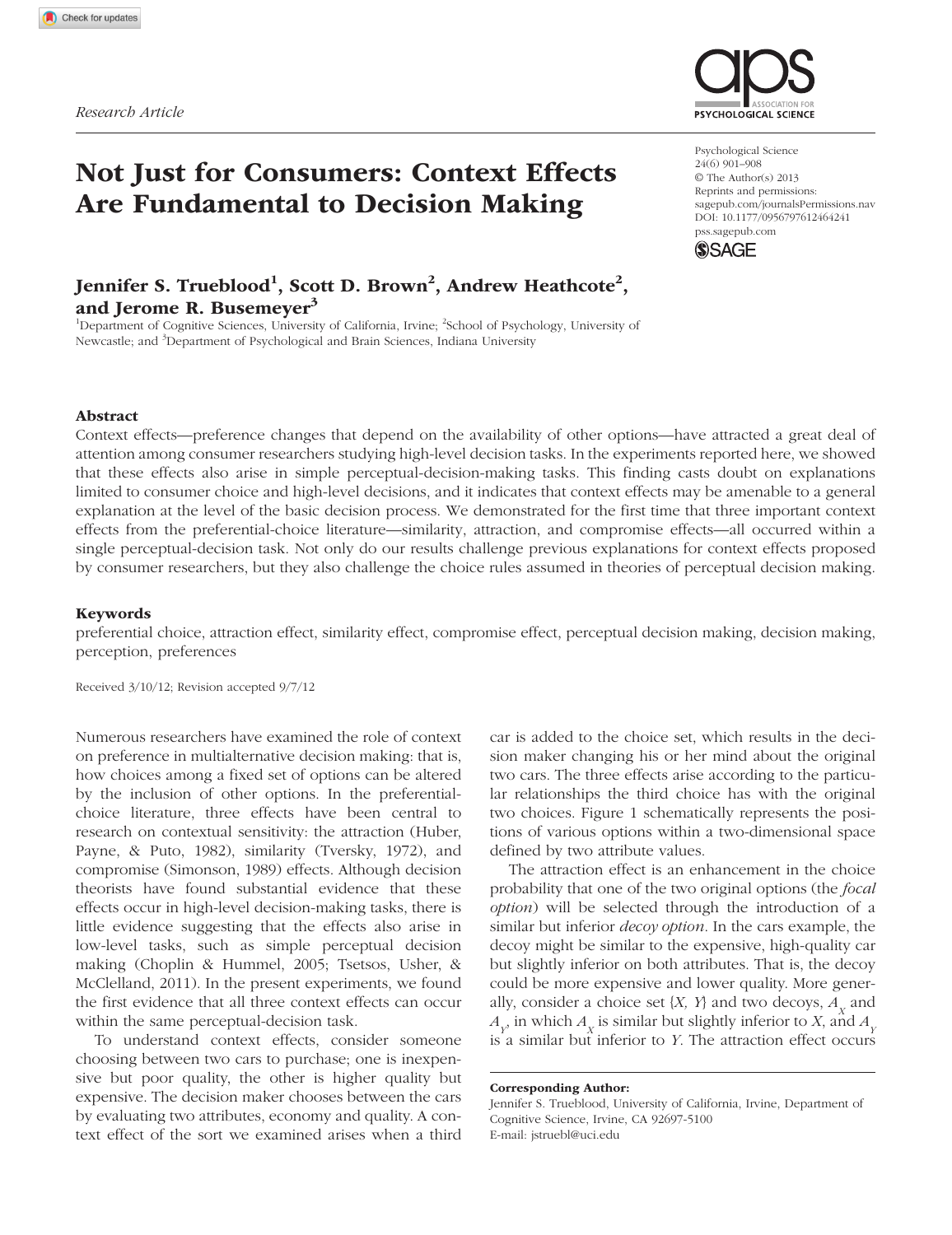Research Article

# Not Just for Consumers: Context Effects Are Fundamental to Decision Making

Jennifer S. Trueblood[1], Scott D. Brown[2], Andrew Heathcote[2], and Jerome R. Busemeyer[3]

[1]Department of Cognitive Sciences, University of California, Irvine; [2]School of Psychology, University of Newcastle; and [3]Department of Psychological and Brain Sciences, Indiana University

Psychological Science
24(6) 901–908
© The Author(s) 2013
Reprints and permissions: sagepub.com/journalsPermissions.nav
DOI: 10.1177/0956797612464241
pss.sagepub.com

## Abstract

Context effects—preference changes that depend on the availability of other options—have attracted a great deal of attention among consumer researchers studying high-level decision tasks. In the experiments reported here, we showed that these effects also arise in simple perceptual-decision-making tasks. This finding casts doubt on explanations limited to consumer choice and high-level decisions, and it indicates that context effects may be amenable to a general explanation at the level of the basic decision process. We demonstrated for the first time that three important context effects from the preferential-choice literature—similarity, attraction, and compromise effects—all occurred within a single perceptual-decision task. Not only do our results challenge previous explanations for context effects proposed by consumer researchers, but they also challenge the choice rules assumed in theories of perceptual decision making.

### Keywords

preferential choice, attraction effect, similarity effect, compromise effect, perceptual decision making, decision making, perception, preferences

Received 3/10/12; Revision accepted 9/7/12

Numerous researchers have examined the role of context on preference in multialternative decision making: that is, how choices among a fixed set of options can be altered by the inclusion of other options. In the preferential-choice literature, three effects have been central to research on contextual sensitivity: the attraction (Huber, Payne, & Puto, 1982), similarity (Tversky, 1972), and compromise (Simonson, 1989) effects. Although decision theorists have found substantial evidence that these effects occur in high-level decision-making tasks, there is little evidence suggesting that the effects also arise in low-level tasks, such as simple perceptual decision making (Choplin & Hummel, 2005; Tsetsos, Usher, & McClelland, 2011). In the present experiments, we found the first evidence that all three context effects can occur within the same perceptual-decision task.

To understand context effects, consider someone choosing between two cars to purchase; one is inexpensive but poor quality, the other is higher quality but expensive. The decision maker chooses between the cars by evaluating two attributes, economy and quality. A context effect of the sort we examined arises when a third car is added to the choice set, which results in the decision maker changing his or her mind about the original two cars. The three effects arise according to the particular relationships the third choice has with the original two choices. Figure 1 schematically represents the positions of various options within a two-dimensional space defined by two attribute values.

The attraction effect is an enhancement in the choice probability that one of the two original options (the *focal option*) will be selected through the introduction of a similar but inferior *decoy option*. In the cars example, the decoy might be similar to the expensive, high-quality car but slightly inferior on both attributes. That is, the decoy could be more expensive and lower quality. More generally, consider a choice set {$X$, $Y$} and two decoys, $A_X$ and $A_Y$, in which $A_X$ is similar but slightly inferior to $X$, and $A_Y$ is a similar but inferior to $Y$. The attraction effect occurs

**Corresponding Author:**
Jennifer S. Trueblood, University of California, Irvine, Department of Cognitive Science, Irvine, CA 92697-5100
E-mail: jstruebl@uci.edu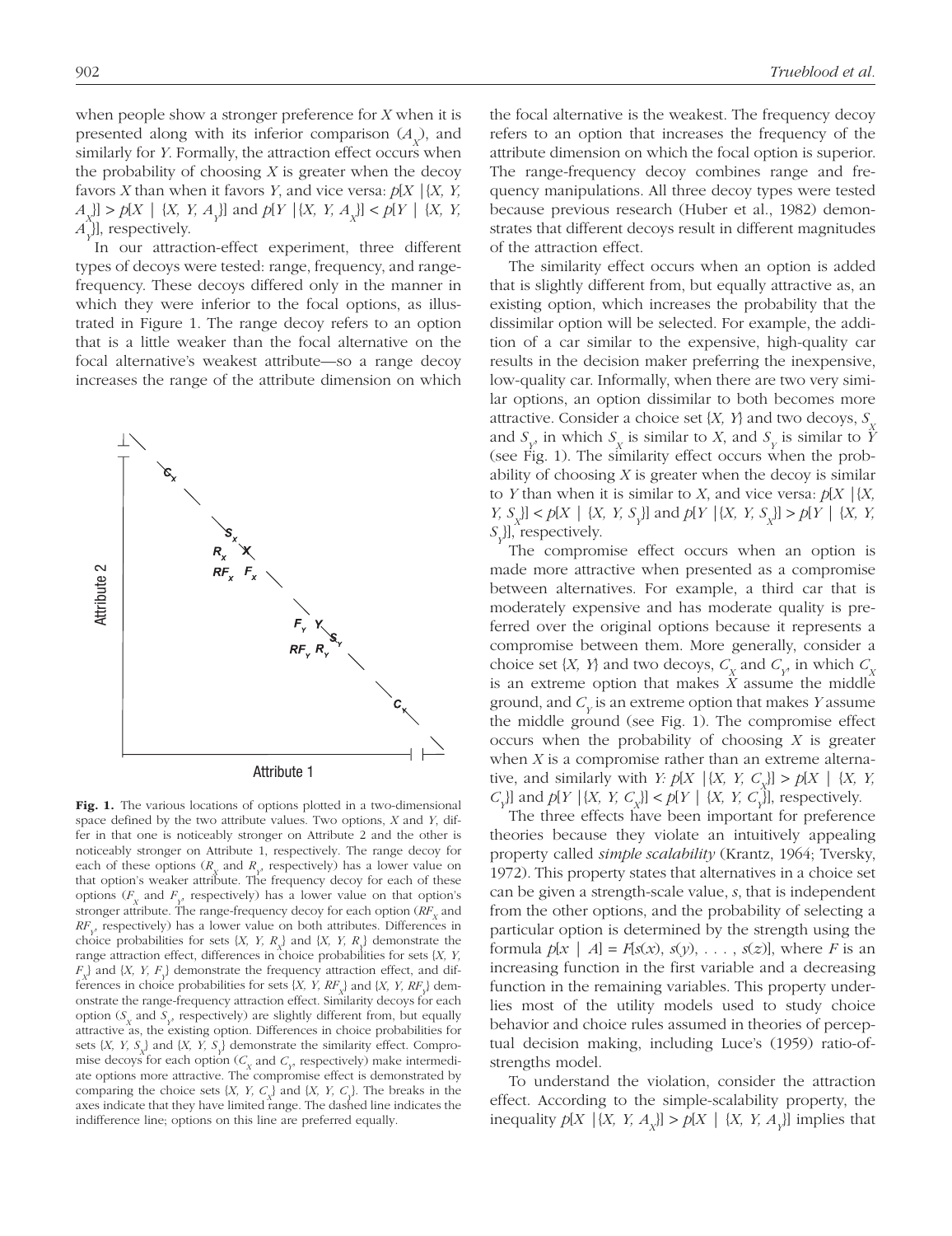when people show a stronger preference for *X* when it is presented along with its inferior comparison ($A_X$), and similarly for *Y*. Formally, the attraction effect occurs when the probability of choosing *X* is greater when the decoy favors *X* than when it favors *Y*, and vice versa: $p[X \mid \{X, Y, A_X\}] > p[X \mid \{X, Y, A_Y\}]$ and $p[Y \mid \{X, Y, A_X\}] < p[Y \mid \{X, Y, A_Y\}]$, respectively.

In our attraction-effect experiment, three different types of decoys were tested: range, frequency, and range-frequency. These decoys differed only in the manner in which they were inferior to the focal options, as illustrated in Figure 1. The range decoy refers to an option that is a little weaker than the focal alternative on the focal alternative's weakest attribute—so a range decoy increases the range of the attribute dimension on which the focal alternative is the weakest. The frequency decoy refers to an option that increases the frequency of the attribute dimension on which the focal option is superior. The range-frequency decoy combines range and frequency manipulations. All three decoy types were tested because previous research (Huber et al., 1982) demonstrates that different decoys result in different magnitudes of the attraction effect.

**Fig. 1.** The various locations of options plotted in a two-dimensional space defined by the two attribute values. Two options, *X* and *Y*, differ in that one is noticeably stronger on Attribute 2 and the other is noticeably stronger on Attribute 1, respectively. The range decoy for each of these options ($R_X$ and $R_Y$, respectively) has a lower value on that option's weaker attribute. The frequency decoy for each of these options ($F_X$ and $F_Y$, respectively) has a lower value on that option's stronger attribute. The range-frequency decoy for each option ($RF_X$ and $RF_Y$, respectively) has a lower value on both attributes. Differences in choice probabilities for sets $\{X, Y, R_X\}$ and $\{X, Y, R_Y\}$ demonstrate the range attraction effect, differences in choice probabilities for sets $\{X, Y, F_X\}$ and $\{X, Y, F_Y\}$ demonstrate the frequency attraction effect, and differences in choice probabilities for sets $\{X, Y, RF_X\}$ and $\{X, Y, RF_Y\}$ demonstrate the range-frequency attraction effect. Similarity decoys for each option ($S_X$ and $S_Y$, respectively) are slightly different from, but equally attractive as, the existing option. Differences in choice probabilities for sets $\{X, Y, S_X\}$ and $\{X, Y, S_Y\}$ demonstrate the similarity effect. Compromise decoys for each option ($C_X$ and $C_Y$, respectively) make intermediate options more attractive. The compromise effect is demonstrated by comparing the choice sets $\{X, Y, C_X\}$ and $\{X, Y, C_Y\}$. The breaks in the axes indicate that they have limited range. The dashed line indicates the indifference line; options on this line are preferred equally.

The similarity effect occurs when an option is added that is slightly different from, but equally attractive as, an existing option, which increases the probability that the dissimilar option will be selected. For example, the addition of a car similar to the expensive, high-quality car results in the decision maker preferring the inexpensive, low-quality car. Informally, when there are two very similar options, an option dissimilar to both becomes more attractive. Consider a choice set $\{X, Y\}$ and two decoys, $S_X$ and $S_Y$, in which $S_X$ is similar to *X*, and $S_Y$ is similar to *Y* (see Fig. 1). The similarity effect occurs when the probability of choosing *X* is greater when the decoy is similar to *Y* than when it is similar to *X*, and vice versa: $p[X \mid \{X, Y, S_X\}] < p[X \mid \{X, Y, S_Y\}]$ and $p[Y \mid \{X, Y, S_X\}] > p[Y \mid \{X, Y, S_Y\}]$, respectively.

The compromise effect occurs when an option is made more attractive when presented as a compromise between alternatives. For example, a third car that is moderately expensive and has moderate quality is preferred over the original options because it represents a compromise between them. More generally, consider a choice set $\{X, Y\}$ and two decoys, $C_X$ and $C_Y$, in which $C_X$ is an extreme option that makes *X* assume the middle ground, and $C_Y$ is an extreme option that makes *Y* assume the middle ground (see Fig. 1). The compromise effect occurs when the probability of choosing *X* is greater when *X* is a compromise rather than an extreme alternative, and similarly with *Y*: $p[X \mid \{X, Y, C_X\}] > p[X \mid \{X, Y, C_Y\}]$ and $p[Y \mid \{X, Y, C_X\}] < p[Y \mid \{X, Y, C_Y\}]$, respectively.

The three effects have been important for preference theories because they violate an intuitively appealing property called *simple scalability* (Krantz, 1964; Tversky, 1972). This property states that alternatives in a choice set can be given a strength-scale value, *s*, that is independent from the other options, and the probability of selecting a particular option is determined by the strength using the formula $p[x \mid A] = F[s(x), s(y), \ldots, s(z)]$, where *F* is an increasing function in the first variable and a decreasing function in the remaining variables. This property underlies most of the utility models used to study choice behavior and choice rules assumed in theories of perceptual decision making, including Luce's (1959) ratio-of-strengths model.

To understand the violation, consider the attraction effect. According to the simple-scalability property, the inequality $p[X \mid \{X, Y, A_X\}] > p[X \mid \{X, Y, A_Y\}]$ implies that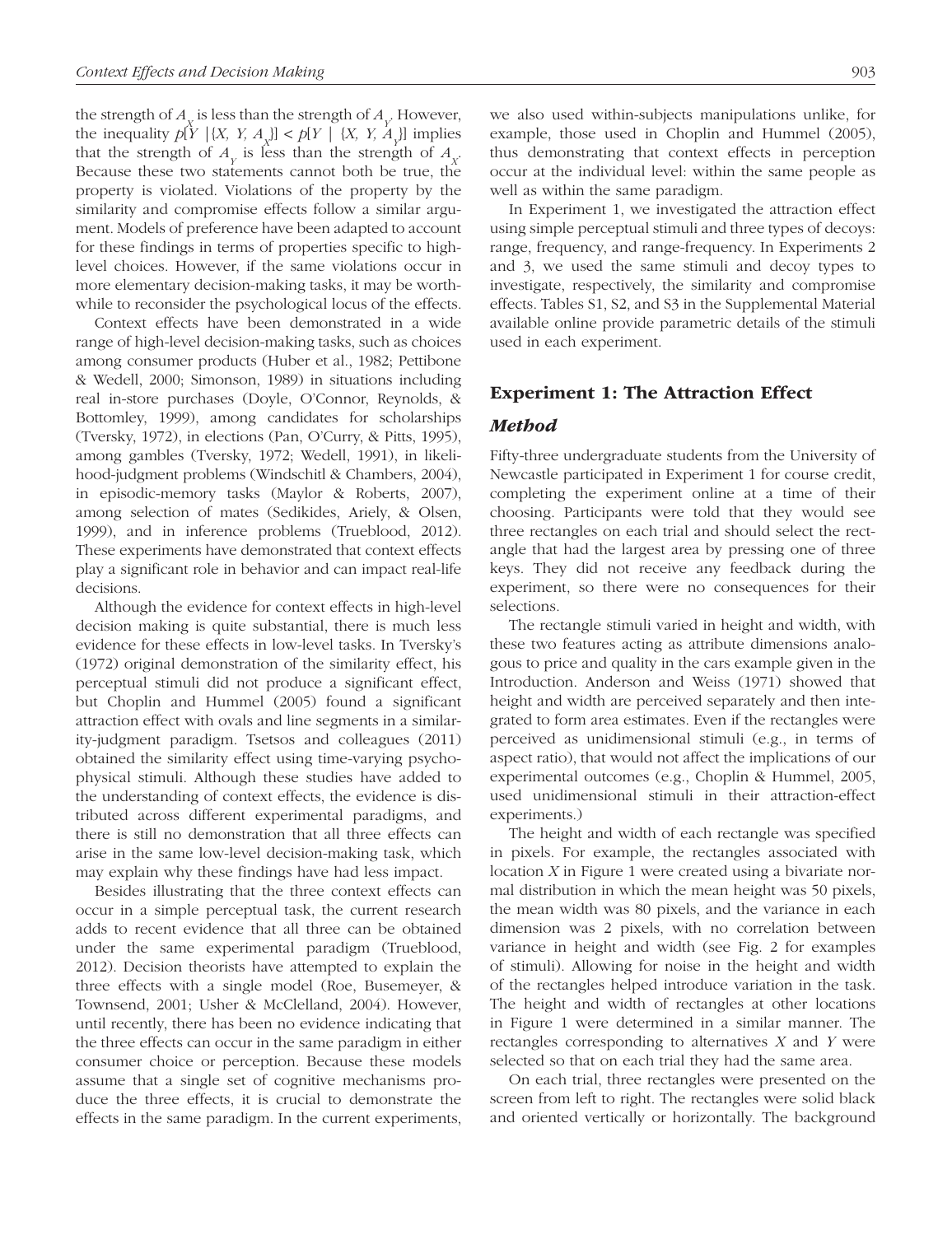the strength of $A_X$ is less than the strength of $A_Y$. However, the inequality $p[Y \mid \{X, Y, A_X\}] < p[Y \mid \{X, Y, A_Y\}]$ implies that the strength of $A_Y$ is less than the strength of $A_X$. Because these two statements cannot both be true, the property is violated. Violations of the property by the similarity and compromise effects follow a similar argument. Models of preference have been adapted to account for these findings in terms of properties specific to high-level choices. However, if the same violations occur in more elementary decision-making tasks, it may be worthwhile to reconsider the psychological locus of the effects.

Context effects have been demonstrated in a wide range of high-level decision-making tasks, such as choices among consumer products (Huber et al., 1982; Pettibone & Wedell, 2000; Simonson, 1989) in situations including real in-store purchases (Doyle, O'Connor, Reynolds, & Bottomley, 1999), among candidates for scholarships (Tversky, 1972), in elections (Pan, O'Curry, & Pitts, 1995), among gambles (Tversky, 1972; Wedell, 1991), in likelihood-judgment problems (Windschitl & Chambers, 2004), in episodic-memory tasks (Maylor & Roberts, 2007), among selection of mates (Sedikides, Ariely, & Olsen, 1999), and in inference problems (Trueblood, 2012). These experiments have demonstrated that context effects play a significant role in behavior and can impact real-life decisions.

Although the evidence for context effects in high-level decision making is quite substantial, there is much less evidence for these effects in low-level tasks. In Tversky's (1972) original demonstration of the similarity effect, his perceptual stimuli did not produce a significant effect, but Choplin and Hummel (2005) found a significant attraction effect with ovals and line segments in a similarity-judgment paradigm. Tsetsos and colleagues (2011) obtained the similarity effect using time-varying psychophysical stimuli. Although these studies have added to the understanding of context effects, the evidence is distributed across different experimental paradigms, and there is still no demonstration that all three effects can arise in the same low-level decision-making task, which may explain why these findings have had less impact.

Besides illustrating that the three context effects can occur in a simple perceptual task, the current research adds to recent evidence that all three can be obtained under the same experimental paradigm (Trueblood, 2012). Decision theorists have attempted to explain the three effects with a single model (Roe, Busemeyer, & Townsend, 2001; Usher & McClelland, 2004). However, until recently, there has been no evidence indicating that the three effects can occur in the same paradigm in either consumer choice or perception. Because these models assume that a single set of cognitive mechanisms produce the three effects, it is crucial to demonstrate the effects in the same paradigm. In the current experiments, we also used within-subjects manipulations unlike, for example, those used in Choplin and Hummel (2005), thus demonstrating that context effects in perception occur at the individual level: within the same people as well as within the same paradigm.

In Experiment 1, we investigated the attraction effect using simple perceptual stimuli and three types of decoys: range, frequency, and range-frequency. In Experiments 2 and 3, we used the same stimuli and decoy types to investigate, respectively, the similarity and compromise effects. Tables S1, S2, and S3 in the Supplemental Material available online provide parametric details of the stimuli used in each experiment.

## Experiment 1: The Attraction Effect

### *Method*

Fifty-three undergraduate students from the University of Newcastle participated in Experiment 1 for course credit, completing the experiment online at a time of their choosing. Participants were told that they would see three rectangles on each trial and should select the rectangle that had the largest area by pressing one of three keys. They did not receive any feedback during the experiment, so there were no consequences for their selections.

The rectangle stimuli varied in height and width, with these two features acting as attribute dimensions analogous to price and quality in the cars example given in the Introduction. Anderson and Weiss (1971) showed that height and width are perceived separately and then integrated to form area estimates. Even if the rectangles were perceived as unidimensional stimuli (e.g., in terms of aspect ratio), that would not affect the implications of our experimental outcomes (e.g., Choplin & Hummel, 2005, used unidimensional stimuli in their attraction-effect experiments.)

The height and width of each rectangle was specified in pixels. For example, the rectangles associated with location *X* in Figure 1 were created using a bivariate normal distribution in which the mean height was 50 pixels, the mean width was 80 pixels, and the variance in each dimension was 2 pixels, with no correlation between variance in height and width (see Fig. 2 for examples of stimuli). Allowing for noise in the height and width of the rectangles helped introduce variation in the task. The height and width of rectangles at other locations in Figure 1 were determined in a similar manner. The rectangles corresponding to alternatives *X* and *Y* were selected so that on each trial they had the same area.

On each trial, three rectangles were presented on the screen from left to right. The rectangles were solid black and oriented vertically or horizontally. The background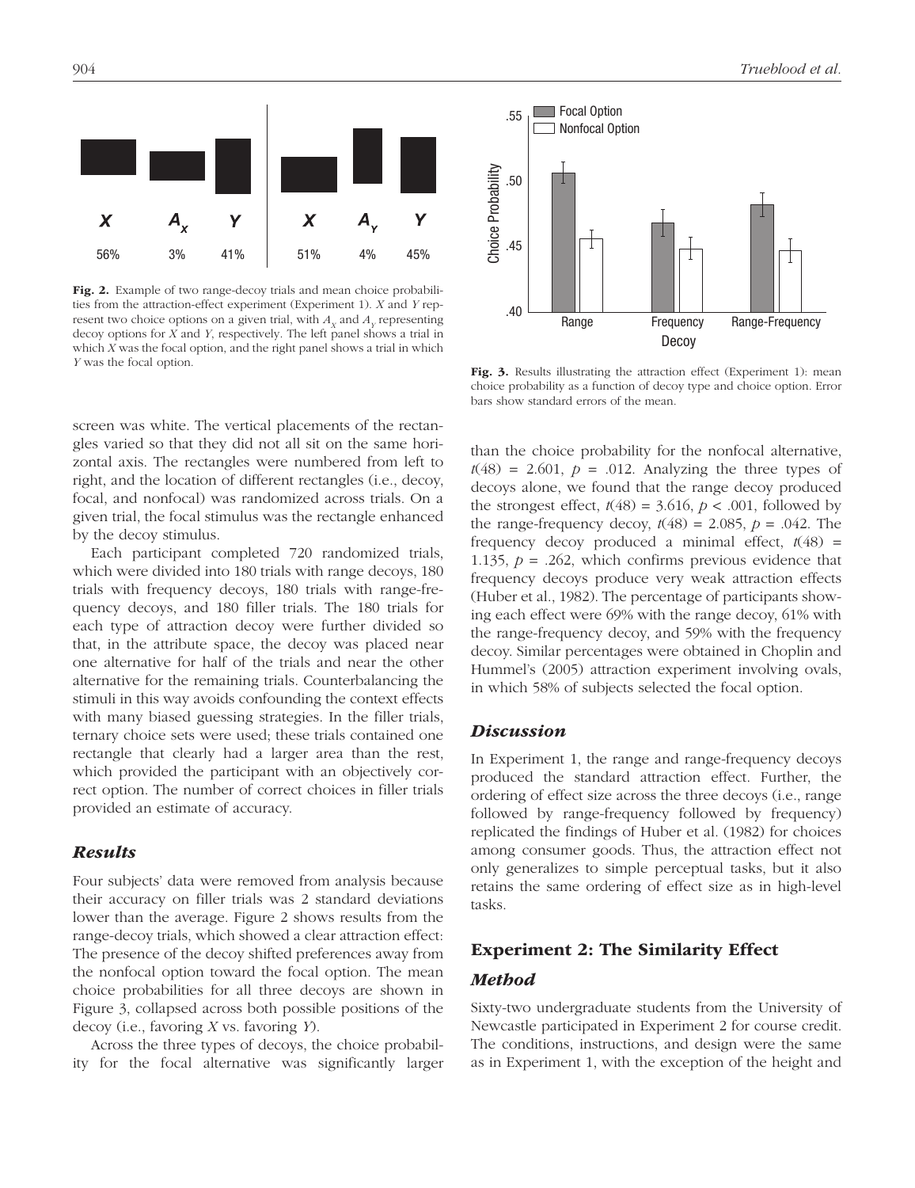Fig. 2. Example of two range-decoy trials and mean choice probabilities from the attraction-effect experiment (Experiment 1). $X$ and $Y$ represent two choice options on a given trial, with $A_X$ and $A_Y$ representing decoy options for $X$ and $Y$, respectively. The left panel shows a trial in which $X$ was the focal option, and the right panel shows a trial in which $Y$ was the focal option.

Fig. 3. Results illustrating the attraction effect (Experiment 1): mean choice probability as a function of decoy type and choice option. Error bars show standard errors of the mean.

screen was white. The vertical placements of the rectangles varied so that they did not all sit on the same horizontal axis. The rectangles were numbered from left to right, and the location of different rectangles (i.e., decoy, focal, and nonfocal) was randomized across trials. On a given trial, the focal stimulus was the rectangle enhanced by the decoy stimulus.

Each participant completed 720 randomized trials, which were divided into 180 trials with range decoys, 180 trials with frequency decoys, 180 trials with range-frequency decoys, and 180 filler trials. The 180 trials for each type of attraction decoy were further divided so that, in the attribute space, the decoy was placed near one alternative for half of the trials and near the other alternative for the remaining trials. Counterbalancing the stimuli in this way avoids confounding the context effects with many biased guessing strategies. In the filler trials, ternary choice sets were used; these trials contained one rectangle that clearly had a larger area than the rest, which provided the participant with an objectively correct option. The number of correct choices in filler trials provided an estimate of accuracy.

## *Results*

Four subjects' data were removed from analysis because their accuracy on filler trials was 2 standard deviations lower than the average. Figure 2 shows results from the range-decoy trials, which showed a clear attraction effect: The presence of the decoy shifted preferences away from the nonfocal option toward the focal option. The mean choice probabilities for all three decoys are shown in Figure 3, collapsed across both possible positions of the decoy (i.e., favoring $X$ vs. favoring $Y$).

Across the three types of decoys, the choice probability for the focal alternative was significantly larger than the choice probability for the nonfocal alternative, $t(48) = 2.601$, $p = .012$. Analyzing the three types of decoys alone, we found that the range decoy produced the strongest effect, $t(48) = 3.616$, $p < .001$, followed by the range-frequency decoy, $t(48) = 2.085$, $p = .042$. The frequency decoy produced a minimal effect, $t(48) = 1.135$, $p = .262$, which confirms previous evidence that frequency decoys produce very weak attraction effects (Huber et al., 1982). The percentage of participants showing each effect were 69% with the range decoy, 61% with the range-frequency decoy, and 59% with the frequency decoy. Similar percentages were obtained in Choplin and Hummel's (2005) attraction experiment involving ovals, in which 58% of subjects selected the focal option.

## *Discussion*

In Experiment 1, the range and range-frequency decoys produced the standard attraction effect. Further, the ordering of effect size across the three decoys (i.e., range followed by range-frequency followed by frequency) replicated the findings of Huber et al. (1982) for choices among consumer goods. Thus, the attraction effect not only generalizes to simple perceptual tasks, but it also retains the same ordering of effect size as in high-level tasks.

# Experiment 2: The Similarity Effect

## *Method*

Sixty-two undergraduate students from the University of Newcastle participated in Experiment 2 for course credit. The conditions, instructions, and design were the same as in Experiment 1, with the exception of the height and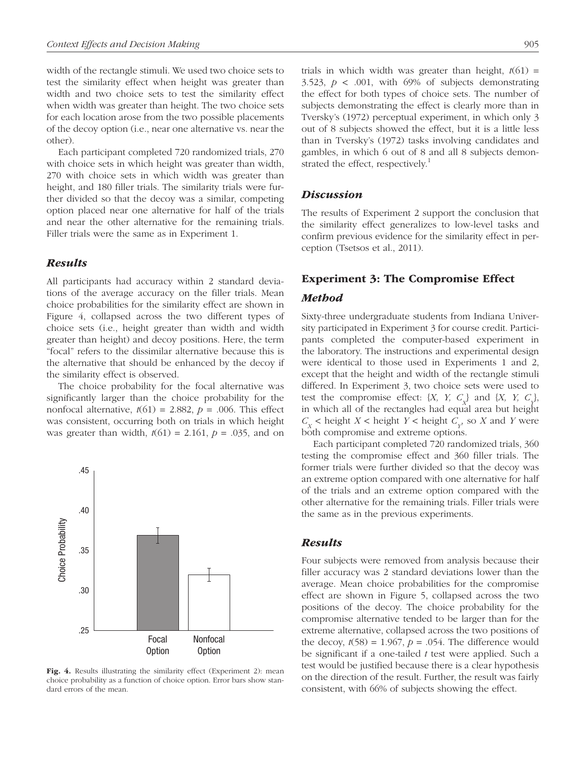width of the rectangle stimuli. We used two choice sets to test the similarity effect when height was greater than width and two choice sets to test the similarity effect when width was greater than height. The two choice sets for each location arose from the two possible placements of the decoy option (i.e., near one alternative vs. near the other).

Each participant completed 720 randomized trials, 270 with choice sets in which height was greater than width, 270 with choice sets in which width was greater than height, and 180 filler trials. The similarity trials were further divided so that the decoy was a similar, competing option placed near one alternative for half of the trials and near the other alternative for the remaining trials. Filler trials were the same as in Experiment 1.

### *Results*

All participants had accuracy within 2 standard deviations of the average accuracy on the filler trials. Mean choice probabilities for the similarity effect are shown in Figure 4, collapsed across the two different types of choice sets (i.e., height greater than width and width greater than height) and decoy positions. Here, the term "focal" refers to the dissimilar alternative because this is the alternative that should be enhanced by the decoy if the similarity effect is observed.

The choice probability for the focal alternative was significantly larger than the choice probability for the nonfocal alternative, $t(61) = 2.882$, $p = .006$. This effect was consistent, occurring both on trials in which height was greater than width, $t(61) = 2.161$, $p = .035$, and on trials in which width was greater than height, $t(61) = 3.523$, $p < .001$, with 69% of subjects demonstrating the effect for both types of choice sets. The number of subjects demonstrating the effect is clearly more than in Tversky's (1972) perceptual experiment, in which only 3 out of 8 subjects showed the effect, but it is a little less than in Tversky's (1972) tasks involving candidates and gambles, in which 6 out of 8 and all 8 subjects demonstrated the effect, respectively.[1]

**Fig. 4.** Results illustrating the similarity effect (Experiment 2): mean choice probability as a function of choice option. Error bars show standard errors of the mean.

### *Discussion*

The results of Experiment 2 support the conclusion that the similarity effect generalizes to low-level tasks and confirm previous evidence for the similarity effect in perception (Tsetsos et al., 2011).

## Experiment 3: The Compromise Effect

### *Method*

Sixty-three undergraduate students from Indiana University participated in Experiment 3 for course credit. Participants completed the computer-based experiment in the laboratory. The instructions and experimental design were identical to those used in Experiments 1 and 2, except that the height and width of the rectangle stimuli differed. In Experiment 3, two choice sets were used to test the compromise effect: $\{X, Y, C_X\}$ and $\{X, Y, C_Y\}$, in which all of the rectangles had equal area but height $C_X$ < height $X$ < height $Y$ < height $C_Y$, so $X$ and $Y$ were both compromise and extreme options.

Each participant completed 720 randomized trials, 360 testing the compromise effect and 360 filler trials. The former trials were further divided so that the decoy was an extreme option compared with one alternative for half of the trials and an extreme option compared with the other alternative for the remaining trials. Filler trials were the same as in the previous experiments.

### *Results*

Four subjects were removed from analysis because their filler accuracy was 2 standard deviations lower than the average. Mean choice probabilities for the compromise effect are shown in Figure 5, collapsed across the two positions of the decoy. The choice probability for the compromise alternative tended to be larger than for the extreme alternative, collapsed across the two positions of the decoy, $t(58) = 1.967$, $p = .054$. The difference would be significant if a one-tailed $t$ test were applied. Such a test would be justified because there is a clear hypothesis on the direction of the result. Further, the result was fairly consistent, with 66% of subjects showing the effect.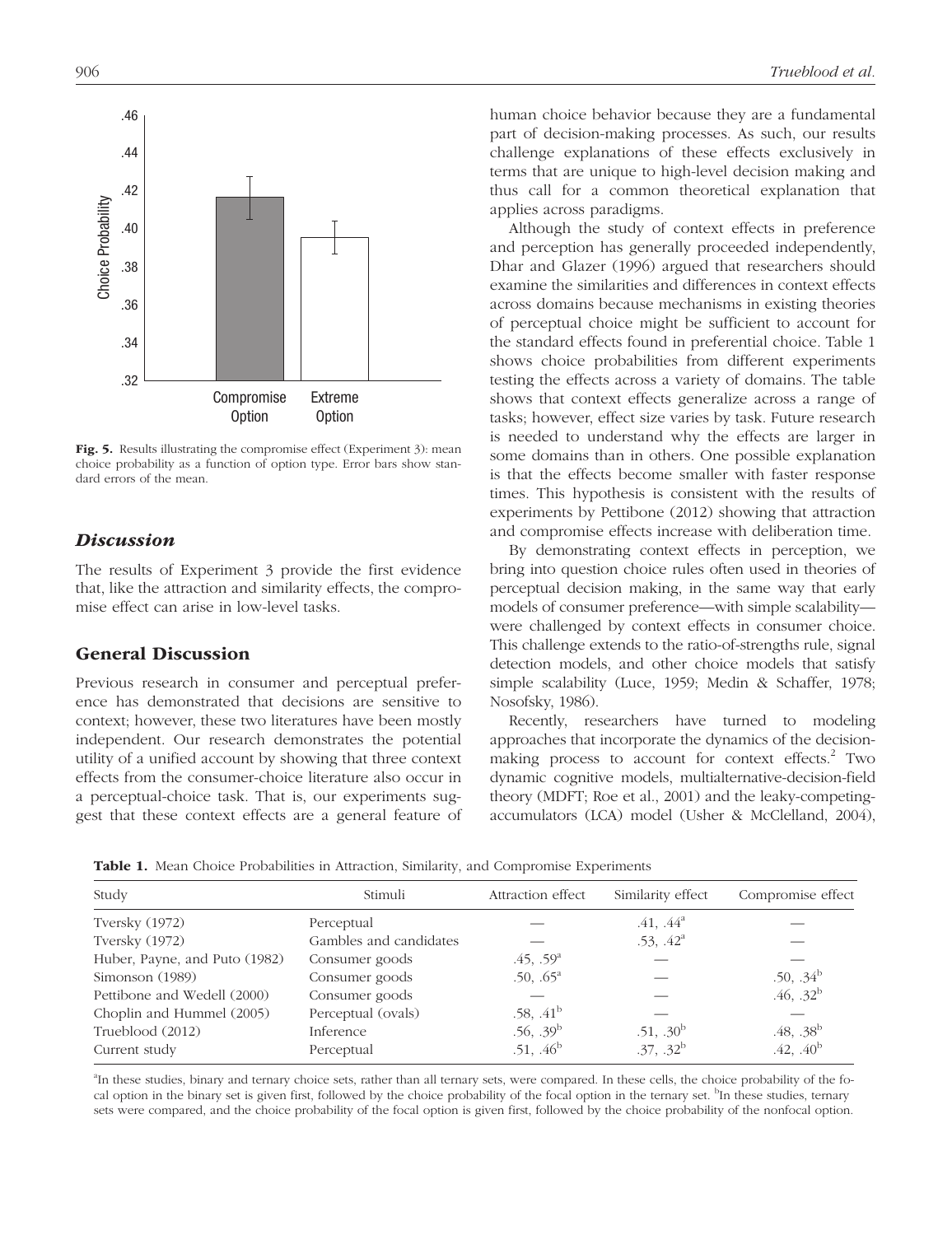.46

.44

.42

.40

.38

.36

.34

.32

Choice Probability

Compromise Option

Extreme Option

**Fig. 5.** Results illustrating the compromise effect (Experiment 3): mean choice probability as a function of option type. Error bars show standard errors of the mean.

## *Discussion*

The results of Experiment 3 provide the first evidence that, like the attraction and similarity effects, the compromise effect can arise in low-level tasks.

## General Discussion

Previous research in consumer and perceptual preference has demonstrated that decisions are sensitive to context; however, these two literatures have been mostly independent. Our research demonstrates the potential utility of a unified account by showing that three context effects from the consumer-choice literature also occur in a perceptual-choice task. That is, our experiments suggest that these context effects are a general feature of human choice behavior because they are a fundamental part of decision-making processes. As such, our results challenge explanations of these effects exclusively in terms that are unique to high-level decision making and thus call for a common theoretical explanation that applies across paradigms.

Although the study of context effects in preference and perception has generally proceeded independently, Dhar and Glazer (1996) argued that researchers should examine the similarities and differences in context effects across domains because mechanisms in existing theories of perceptual choice might be sufficient to account for the standard effects found in preferential choice. Table 1 shows choice probabilities from different experiments testing the effects across a variety of domains. The table shows that context effects generalize across a range of tasks; however, effect size varies by task. Future research is needed to understand why the effects are larger in some domains than in others. One possible explanation is that the effects become smaller with faster response times. This hypothesis is consistent with the results of experiments by Pettibone (2012) showing that attraction and compromise effects increase with deliberation time.

By demonstrating context effects in perception, we bring into question choice rules often used in theories of perceptual decision making, in the same way that early models of consumer preference—with simple scalability—were challenged by context effects in consumer choice. This challenge extends to the ratio-of-strengths rule, signal detection models, and other choice models that satisfy simple scalability (Luce, 1959; Medin & Schaffer, 1978; Nosofsky, 1986).

Recently, researchers have turned to modeling approaches that incorporate the dynamics of the decision-making process to account for context effects.[2] Two dynamic cognitive models, multialternative-decision-field theory (MDFT; Roe et al., 2001) and the leaky-competing-accumulators (LCA) model (Usher & McClelland, 2004),

**Table 1.** Mean Choice Probabilities in Attraction, Similarity, and Compromise Experiments

| Study | Stimuli | Attraction effect | Similarity effect | Compromise effect |
|---|---|---|---|---|
| Tversky (1972) | Perceptual | — | .41, .44[a] | — |
| Tversky (1972) | Gambles and candidates | — | .53, .42[a] | — |
| Huber, Payne, and Puto (1982) | Consumer goods | .45, .59[a] | — | — |
| Simonson (1989) | Consumer goods | .50, .65[a] | — | .50, .34[b] |
| Pettibone and Wedell (2000) | Consumer goods | — | — | .46, .32[b] |
| Choplin and Hummel (2005) | Perceptual (ovals) | .58, .41[b] | — | — |
| Trueblood (2012) | Inference | .56, .39[b] | .51, .30[b] | .48, .38[b] |
| Current study | Perceptual | .51, .46[b] | .37, .32[b] | .42, .40[b] |

[a]In these studies, binary and ternary choice sets, rather than all ternary sets, were compared. In these cells, the choice probability of the focal option in the binary set is given first, followed by the choice probability of the focal option in the ternary set. [b]In these studies, ternary sets were compared, and the choice probability of the focal option is given first, followed by the choice probability of the nonfocal option.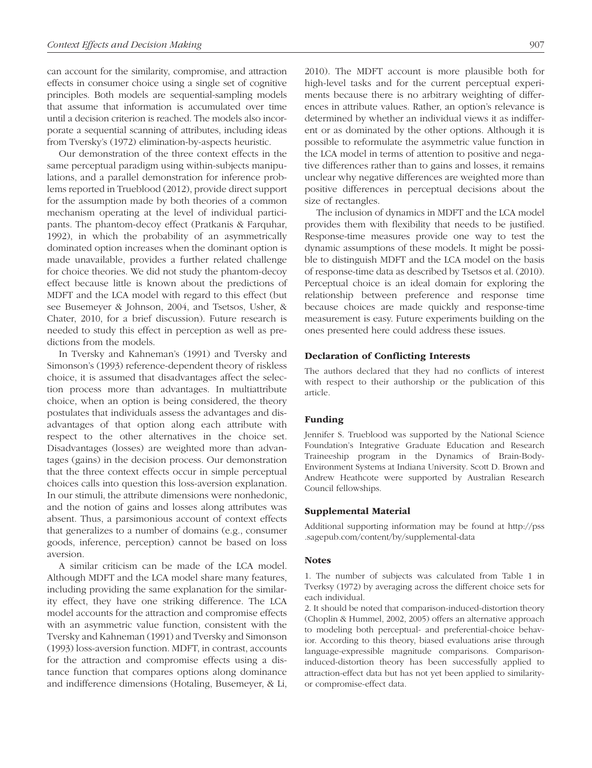can account for the similarity, compromise, and attraction effects in consumer choice using a single set of cognitive principles. Both models are sequential-sampling models that assume that information is accumulated over time until a decision criterion is reached. The models also incorporate a sequential scanning of attributes, including ideas from Tversky's (1972) elimination-by-aspects heuristic.

Our demonstration of the three context effects in the same perceptual paradigm using within-subjects manipulations, and a parallel demonstration for inference problems reported in Trueblood (2012), provide direct support for the assumption made by both theories of a common mechanism operating at the level of individual participants. The phantom-decoy effect (Pratkanis & Farquhar, 1992), in which the probability of an asymmetrically dominated option increases when the dominant option is made unavailable, provides a further related challenge for choice theories. We did not study the phantom-decoy effect because little is known about the predictions of MDFT and the LCA model with regard to this effect (but see Busemeyer & Johnson, 2004, and Tsetsos, Usher, & Chater, 2010, for a brief discussion). Future research is needed to study this effect in perception as well as predictions from the models.

In Tversky and Kahneman's (1991) and Tversky and Simonson's (1993) reference-dependent theory of riskless choice, it is assumed that disadvantages affect the selection process more than advantages. In multiattribute choice, when an option is being considered, the theory postulates that individuals assess the advantages and disadvantages of that option along each attribute with respect to the other alternatives in the choice set. Disadvantages (losses) are weighted more than advantages (gains) in the decision process. Our demonstration that the three context effects occur in simple perceptual choices calls into question this loss-aversion explanation. In our stimuli, the attribute dimensions were nonhedonic, and the notion of gains and losses along attributes was absent. Thus, a parsimonious account of context effects that generalizes to a number of domains (e.g., consumer goods, inference, perception) cannot be based on loss aversion.

A similar criticism can be made of the LCA model. Although MDFT and the LCA model share many features, including providing the same explanation for the similarity effect, they have one striking difference. The LCA model accounts for the attraction and compromise effects with an asymmetric value function, consistent with the Tversky and Kahneman (1991) and Tversky and Simonson (1993) loss-aversion function. MDFT, in contrast, accounts for the attraction and compromise effects using a distance function that compares options along dominance and indifference dimensions (Hotaling, Busemeyer, & Li, 2010). The MDFT account is more plausible both for high-level tasks and for the current perceptual experiments because there is no arbitrary weighting of differences in attribute values. Rather, an option's relevance is determined by whether an individual views it as indifferent or as dominated by the other options. Although it is possible to reformulate the asymmetric value function in the LCA model in terms of attention to positive and negative differences rather than to gains and losses, it remains unclear why negative differences are weighted more than positive differences in perceptual decisions about the size of rectangles.

The inclusion of dynamics in MDFT and the LCA model provides them with flexibility that needs to be justified. Response-time measures provide one way to test the dynamic assumptions of these models. It might be possible to distinguish MDFT and the LCA model on the basis of response-time data as described by Tsetsos et al. (2010). Perceptual choice is an ideal domain for exploring the relationship between preference and response time because choices are made quickly and response-time measurement is easy. Future experiments building on the ones presented here could address these issues.

## Declaration of Conflicting Interests

The authors declared that they had no conflicts of interest with respect to their authorship or the publication of this article.

## Funding

Jennifer S. Trueblood was supported by the National Science Foundation's Integrative Graduate Education and Research Traineeship program in the Dynamics of Brain-Body-Environment Systems at Indiana University. Scott D. Brown and Andrew Heathcote were supported by Australian Research Council fellowships.

## Supplemental Material

Additional supporting information may be found at http://pss.sagepub.com/content/by/supplemental-data

## Notes

1. The number of subjects was calculated from Table 1 in Tverksy (1972) by averaging across the different choice sets for each individual.

2. It should be noted that comparison-induced-distortion theory (Choplin & Hummel, 2002, 2005) offers an alternative approach to modeling both perceptual- and preferential-choice behavior. According to this theory, biased evaluations arise through language-expressible magnitude comparisons. Comparison-induced-distortion theory has been successfully applied to attraction-effect data but has not yet been applied to similarity- or compromise-effect data.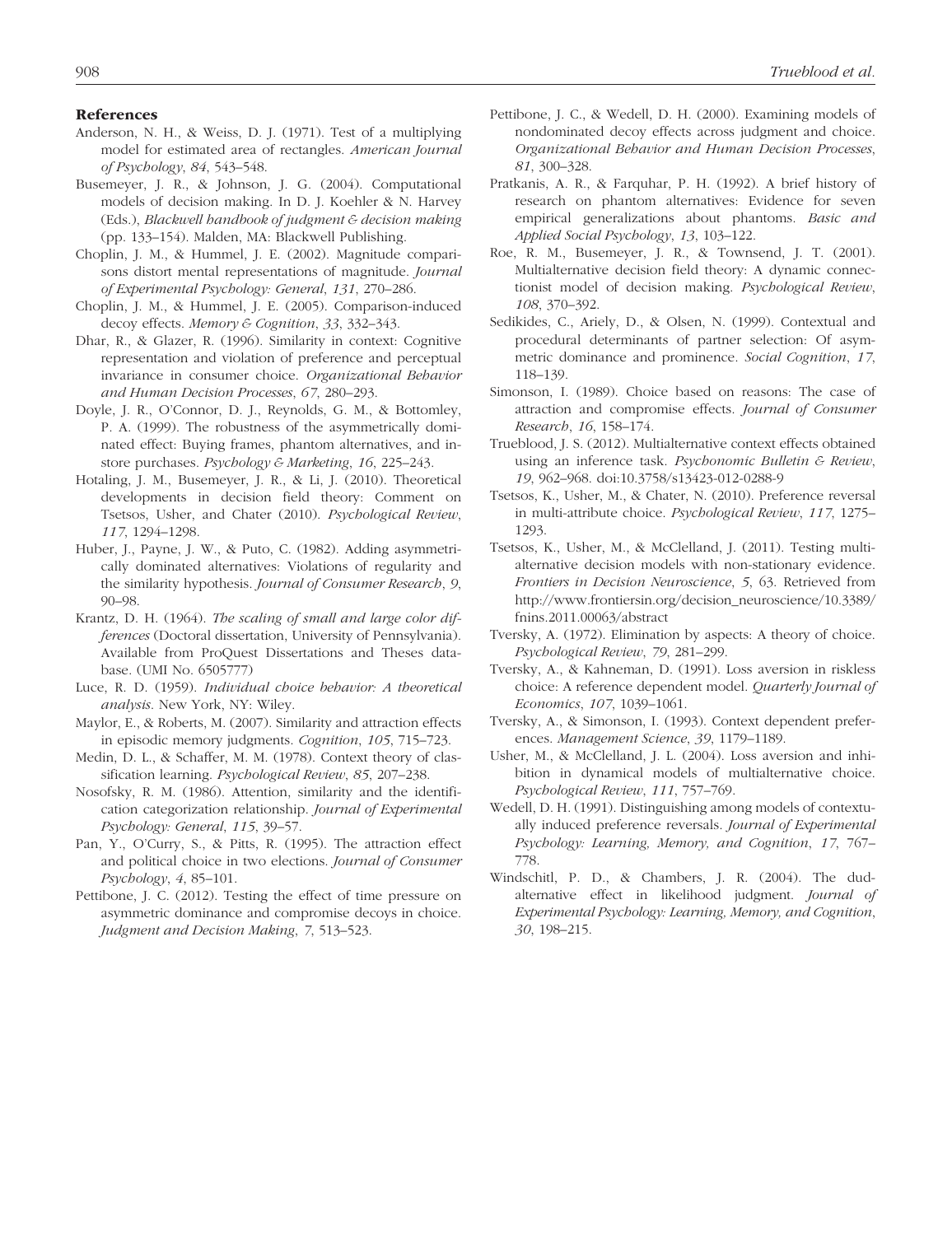## References

Anderson, N. H., & Weiss, D. J. (1971). Test of a multiplying model for estimated area of rectangles. *American Journal of Psychology*, *84*, 543–548.

Busemeyer, J. R., & Johnson, J. G. (2004). Computational models of decision making. In D. J. Koehler & N. Harvey (Eds.), *Blackwell handbook of judgment & decision making* (pp. 133–154). Malden, MA: Blackwell Publishing.

Choplin, J. M., & Hummel, J. E. (2002). Magnitude comparisons distort mental representations of magnitude. *Journal of Experimental Psychology: General*, *131*, 270–286.

Choplin, J. M., & Hummel, J. E. (2005). Comparison-induced decoy effects. *Memory & Cognition*, *33*, 332–343.

Dhar, R., & Glazer, R. (1996). Similarity in context: Cognitive representation and violation of preference and perceptual invariance in consumer choice. *Organizational Behavior and Human Decision Processes*, *67*, 280–293.

Doyle, J. R., O'Connor, D. J., Reynolds, G. M., & Bottomley, P. A. (1999). The robustness of the asymmetrically dominated effect: Buying frames, phantom alternatives, and in-store purchases. *Psychology & Marketing*, *16*, 225–243.

Hotaling, J. M., Busemeyer, J. R., & Li, J. (2010). Theoretical developments in decision field theory: Comment on Tsetsos, Usher, and Chater (2010). *Psychological Review*, *117*, 1294–1298.

Huber, J., Payne, J. W., & Puto, C. (1982). Adding asymmetrically dominated alternatives: Violations of regularity and the similarity hypothesis. *Journal of Consumer Research*, *9*, 90–98.

Krantz, D. H. (1964). *The scaling of small and large color differences* (Doctoral dissertation, University of Pennsylvania). Available from ProQuest Dissertations and Theses database. (UMI No. 6505777)

Luce, R. D. (1959). *Individual choice behavior: A theoretical analysis*. New York, NY: Wiley.

Maylor, E., & Roberts, M. (2007). Similarity and attraction effects in episodic memory judgments. *Cognition*, *105*, 715–723.

Medin, D. L., & Schaffer, M. M. (1978). Context theory of classification learning. *Psychological Review*, *85*, 207–238.

Nosofsky, R. M. (1986). Attention, similarity and the identification categorization relationship. *Journal of Experimental Psychology: General*, *115*, 39–57.

Pan, Y., O'Curry, S., & Pitts, R. (1995). The attraction effect and political choice in two elections. *Journal of Consumer Psychology*, *4*, 85–101.

Pettibone, J. C. (2012). Testing the effect of time pressure on asymmetric dominance and compromise decoys in choice. *Judgment and Decision Making*, *7*, 513–523.

Pettibone, J. C., & Wedell, D. H. (2000). Examining models of nondominated decoy effects across judgment and choice. *Organizational Behavior and Human Decision Processes*, *81*, 300–328.

Pratkanis, A. R., & Farquhar, P. H. (1992). A brief history of research on phantom alternatives: Evidence for seven empirical generalizations about phantoms. *Basic and Applied Social Psychology*, *13*, 103–122.

Roe, R. M., Busemeyer, J. R., & Townsend, J. T. (2001). Multialternative decision field theory: A dynamic connectionist model of decision making. *Psychological Review*, *108*, 370–392.

Sedikides, C., Ariely, D., & Olsen, N. (1999). Contextual and procedural determinants of partner selection: Of asymmetric dominance and prominence. *Social Cognition*, *17*, 118–139.

Simonson, I. (1989). Choice based on reasons: The case of attraction and compromise effects. *Journal of Consumer Research*, *16*, 158–174.

Trueblood, J. S. (2012). Multialternative context effects obtained using an inference task. *Psychonomic Bulletin & Review*, *19*, 962–968. doi:10.3758/s13423-012-0288-9

Tsetsos, K., Usher, M., & Chater, N. (2010). Preference reversal in multi-attribute choice. *Psychological Review*, *117*, 1275–1293.

Tsetsos, K., Usher, M., & McClelland, J. (2011). Testing multialternative decision models with non-stationary evidence. *Frontiers in Decision Neuroscience*, *5*, 63. Retrieved from http://www.frontiersin.org/decision_neuroscience/10.3389/fnins.2011.00063/abstract

Tversky, A. (1972). Elimination by aspects: A theory of choice. *Psychological Review*, *79*, 281–299.

Tversky, A., & Kahneman, D. (1991). Loss aversion in riskless choice: A reference dependent model. *Quarterly Journal of Economics*, *107*, 1039–1061.

Tversky, A., & Simonson, I. (1993). Context dependent preferences. *Management Science*, *39*, 1179–1189.

Usher, M., & McClelland, J. L. (2004). Loss aversion and inhibition in dynamical models of multialternative choice. *Psychological Review*, *111*, 757–769.

Wedell, D. H. (1991). Distinguishing among models of contextually induced preference reversals. *Journal of Experimental Psychology: Learning, Memory, and Cognition*, *17*, 767–778.

Windschitl, P. D., & Chambers, J. R. (2004). The dud-alternative effect in likelihood judgment. *Journal of Experimental Psychology: Learning, Memory, and Cognition*, *30*, 198–215.